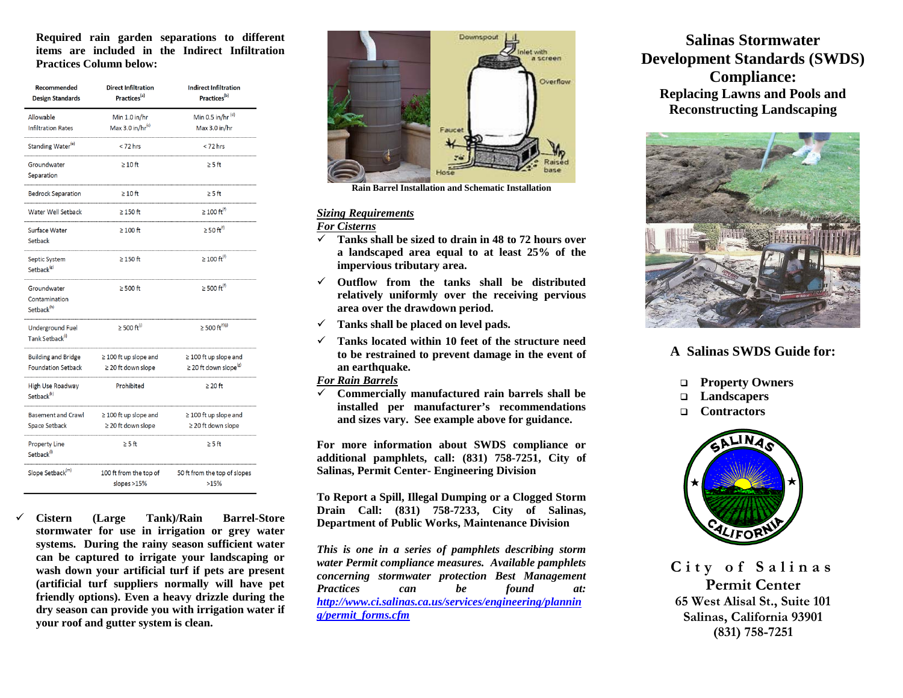**Required rain garden separations to different items are included in the Indirect Infiltration Practices Column below:**

| Recommended Design Standards | Direct Infiltration Practices[a] | Indirect Infiltration Practices[b] |
|---|---|---|
| Allowable Infiltration Rates | Min 1.0 in/hr<br>Max 3.0 in/hr[c] | Min 0.5 in/hr[d]<br>Max 3.0 in/hr |
| Standing Water[e] | < 72 hrs | < 72 hrs |
| Groundwater Separation | ≥ 10 ft | ≥ 5 ft |
| Bedrock Separation | ≥ 10 ft | ≥ 5 ft |
| Water Well Setback | ≥ 150 ft | ≥ 100 ft[f] |
| Surface Water Setback | ≥ 100 ft | ≥ 50 ft[f] |
| Septic System Setback[g] | ≥ 150 ft | ≥ 100 ft[f] |
| Groundwater Contamination Setback[h] | ≥ 500 ft | ≥ 500 ft[f] |
| Underground Fuel Tank Setback[i] | ≥ 500 ft[j] | ≥ 500 ft[f)(j] |
| Building and Bridge Foundation Setback | ≥ 100 ft up slope and ≥ 20 ft down slope | ≥ 100 ft up slope and ≥ 20 ft down slope[g] |
| High Use Roadway Setback[k] | Prohibited | ≥ 20 ft |
| Basement and Crawl Space Setback | ≥ 100 ft up slope and ≥ 20 ft down slope | ≥ 100 ft up slope and ≥ 20 ft down slope |
| Property Line Setback[l] | ≥ 5 ft | ≥ 5 ft |
| Slope Setback[m] | 100 ft from the top of slopes >15% | 50 ft from the top of slopes >15% |

- ✓ **Cistern (Large Tank)/Rain Barrel-Store stormwater for use in irrigation or grey water systems. During the rainy season sufficient water can be captured to irrigate your landscaping or wash down your artificial turf if pets are present (artificial turf suppliers normally will have pet friendly options). Even a heavy drizzle during the dry season can provide you with irrigation water if your roof and gutter system is clean.**

**Rain Barrel Installation and Schematic Installation**

***Sizing Requirements***

***For Cisterns***

- ✓ **Tanks shall be sized to drain in 48 to 72 hours over a landscaped area equal to at least 25% of the impervious tributary area.**
- ✓ **Outflow from the tanks shall be distributed relatively uniformly over the receiving pervious area over the drawdown period.**
- ✓ **Tanks shall be placed on level pads.**
- ✓ **Tanks located within 10 feet of the structure need to be restrained to prevent damage in the event of an earthquake.**

***For Rain Barrels***

- ✓ **Commercially manufactured rain barrels shall be installed per manufacturer's recommendations and sizes vary. See example above for guidance.**

**For more information about SWDS compliance or additional pamphlets, call: (831) 758-7251, City of Salinas, Permit Center- Engineering Division**

**To Report a Spill, Illegal Dumping or a Clogged Storm Drain Call: (831) 758-7233, City of Salinas, Department of Public Works, Maintenance Division**

***This is one in a series of pamphlets describing storm water Permit compliance measures. Available pamphlets concerning stormwater protection Best Management Practices can be found at: http://www.ci.salinas.ca.us/services/engineering/planning/permit_forms.cfm***

# Salinas Stormwater Development Standards (SWDS) Compliance:

## Replacing Lawns and Pools and Reconstructing Landscaping

## A Salinas SWDS Guide for:

- **Property Owners**
- **Landscapers**
- **Contractors**

**City of Salinas**
**Permit Center**
**65 West Alisal St., Suite 101**
**Salinas, California 93901**
**(831) 758-7251**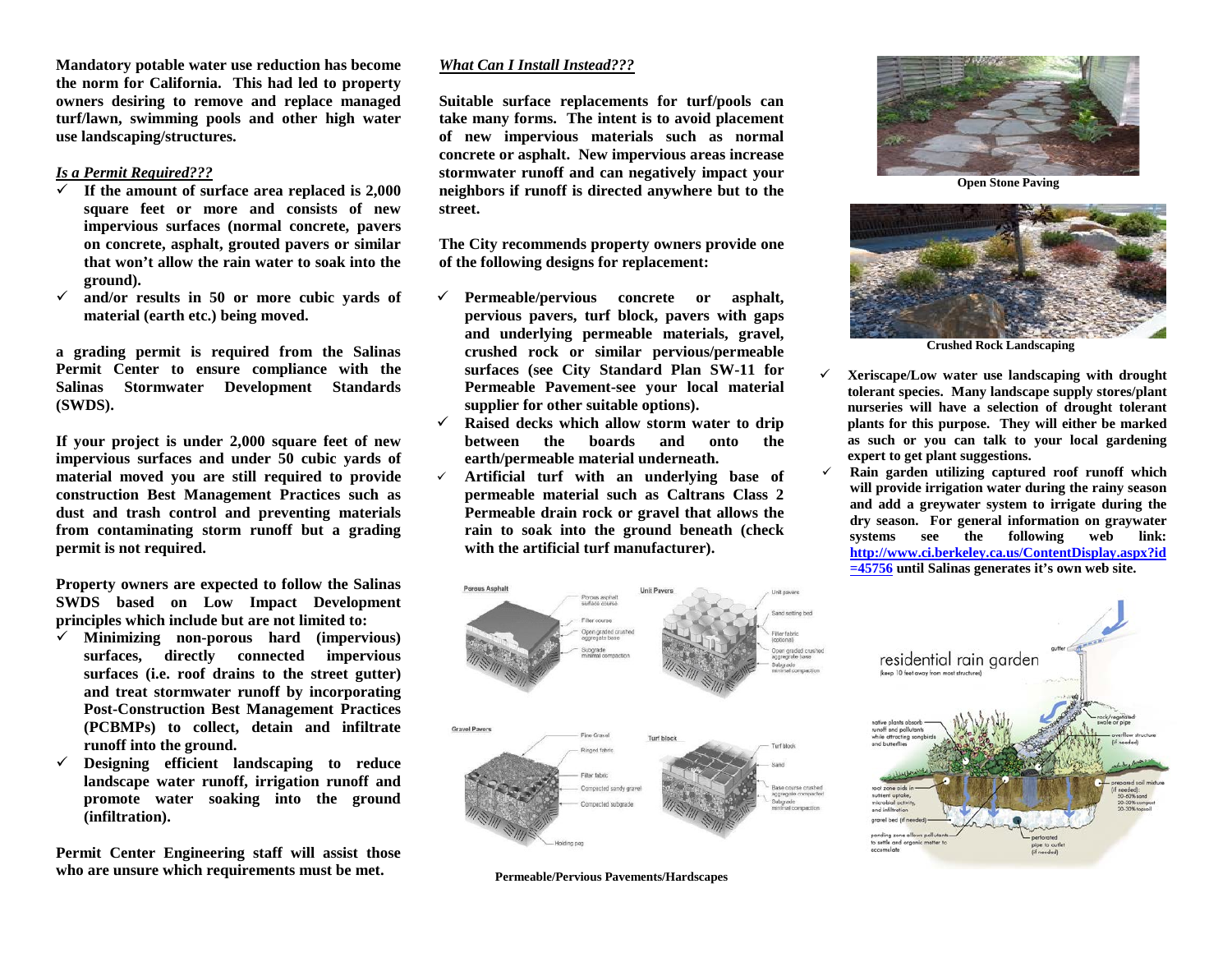**Mandatory potable water use reduction has become the norm for California. This had led to property owners desiring to remove and replace managed turf/lawn, swimming pools and other high water use landscaping/structures.**

***Is a Permit Required???***

- ✓ **If the amount of surface area replaced is 2,000 square feet or more and consists of new impervious surfaces (normal concrete, pavers on concrete, asphalt, grouted pavers or similar that won't allow the rain water to soak into the ground).**
- ✓ **and/or results in 50 or more cubic yards of material (earth etc.) being moved.**

**a grading permit is required from the Salinas Permit Center to ensure compliance with the Salinas Stormwater Development Standards (SWDS).**

**If your project is under 2,000 square feet of new impervious surfaces and under 50 cubic yards of material moved you are still required to provide construction Best Management Practices such as dust and trash control and preventing materials from contaminating storm runoff but a grading permit is not required.**

**Property owners are expected to follow the Salinas SWDS based on Low Impact Development principles which include but are not limited to:**

- ✓ **Minimizing non-porous hard (impervious) surfaces, directly connected impervious surfaces (i.e. roof drains to the street gutter) and treat stormwater runoff by incorporating Post-Construction Best Management Practices (PCBMPs) to collect, detain and infiltrate runoff into the ground.**
- ✓ **Designing efficient landscaping to reduce landscape water runoff, irrigation runoff and promote water soaking into the ground (infiltration).**

**Permit Center Engineering staff will assist those who are unsure which requirements must be met.**

***What Can I Install Instead???***

**Suitable surface replacements for turf/pools can take many forms. The intent is to avoid placement of new impervious materials such as normal concrete or asphalt. New impervious areas increase stormwater runoff and can negatively impact your neighbors if runoff is directed anywhere but to the street.**

**The City recommends property owners provide one of the following designs for replacement:**

- ✓ **Permeable/pervious concrete or asphalt, pervious pavers, turf block, pavers with gaps and underlying permeable materials, gravel, crushed rock or similar pervious/permeable surfaces (see City Standard Plan SW-11 for Permeable Pavement-see your local material supplier for other suitable options).**
- ✓ **Raised decks which allow storm water to drip between the boards and onto the earth/permeable material underneath.**
- ✓ **Artificial turf with an underlying base of permeable material such as Caltrans Class 2 Permeable drain rock or gravel that allows the rain to soak into the ground beneath (check with the artificial turf manufacturer).**

Porous Asphalt
Porous asphalt surface course
Filter course
Open graded crushed aggregate base
Subgrade minimal compaction

Unit Pavers
Unit pavers
Sand setting bed
Filter fabric (optional)
Open graded crushed aggregate base
Subgrade minimal compaction

Gravel Pavers
Fine Gravel
Ringed fabric
Filter fabric
Compacted sandy gravel
Compacted subgrade
Holding peg

Turf block
Turf block
Sand
Base course crushed aggregate compacted
Subgrade minimal compaction

**Permeable/Pervious Pavements/Hardscapes**

**Open Stone Paving**

**Crushed Rock Landscaping**

- ✓ **Xeriscape/Low water use landscaping with drought tolerant species. Many landscape supply stores/plant nurseries will have a selection of drought tolerant plants for this purpose. They will either be marked as such or you can talk to your local gardening expert to get plant suggestions.**
- ✓ **Rain garden utilizing captured roof runoff which will provide irrigation water during the rainy season and add a greywater system to irrigate during the dry season. For general information on graywater systems see the following web link: [http://www.ci.berkeley.ca.us/ContentDisplay.aspx?id=45756](http://www.ci.berkeley.ca.us/ContentDisplay.aspx?id=45756) until Salinas generates it's own web site.**

residential rain garden
(keep 10 feet away from most structures)
gutter
rock/vegetated swale or pipe
overflow structure (if needed)
native plants absorb runoff and pollutants while attracting songbirds and butterflies
root zone aids in nutrient uptake, microbial activity, and infiltration
gravel bed (if needed)
ponding zone allows pollutants to settle and organic matter to accumulate
prepared soil mixture (if needed): 50-60% sand, 20-30% compost, 20-30% topsoil
perforated pipe to outlet (if needed)